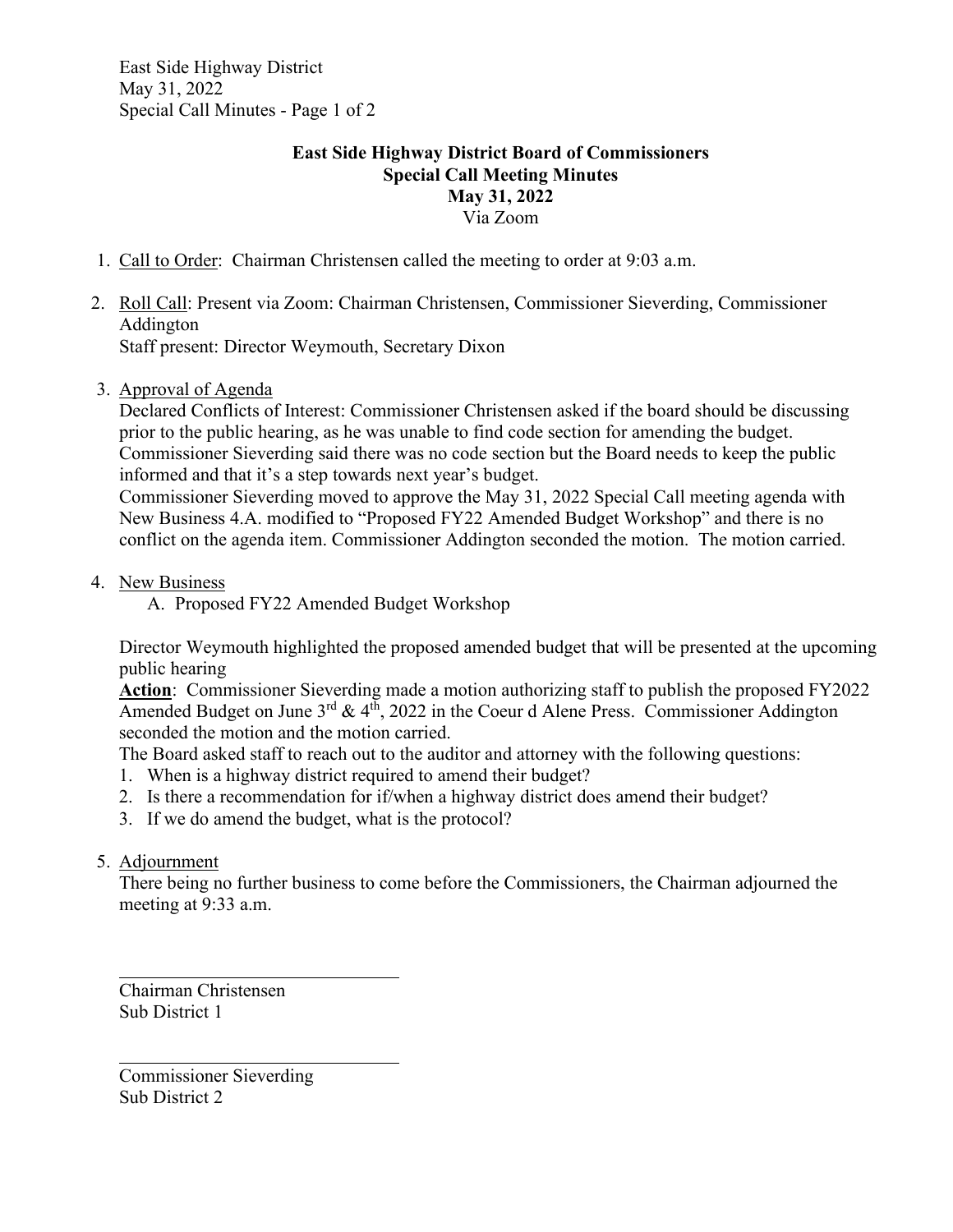# East Side Highway District Board of Commissioners
## Special Call Meeting Minutes
## May 31, 2022
Via Zoom

1. Call to Order: Chairman Christensen called the meeting to order at 9:03 a.m.

2. Roll Call: Present via Zoom: Chairman Christensen, Commissioner Sieverding, Commissioner Addington
   Staff present: Director Weymouth, Secretary Dixon

3. Approval of Agenda
   Declared Conflicts of Interest: Commissioner Christensen asked if the board should be discussing prior to the public hearing, as he was unable to find code section for amending the budget. Commissioner Sieverding said there was no code section but the Board needs to keep the public informed and that it's a step towards next year's budget.
   Commissioner Sieverding moved to approve the May 31, 2022 Special Call meeting agenda with New Business 4.A. modified to "Proposed FY22 Amended Budget Workshop" and there is no conflict on the agenda item. Commissioner Addington seconded the motion. The motion carried.

4. New Business
   A. Proposed FY22 Amended Budget Workshop

   Director Weymouth highlighted the proposed amended budget that will be presented at the upcoming public hearing
   **Action**: Commissioner Sieverding made a motion authorizing staff to publish the proposed FY2022 Amended Budget on June 3rd & 4th, 2022 in the Coeur d Alene Press. Commissioner Addington seconded the motion and the motion carried.
   The Board asked staff to reach out to the auditor and attorney with the following questions:
   1. When is a highway district required to amend their budget?
   2. Is there a recommendation for if/when a highway district does amend their budget?
   3. If we do amend the budget, what is the protocol?

5. Adjournment
   There being no further business to come before the Commissioners, the Chairman adjourned the meeting at 9:33 a.m.

\_\_\_\_\_\_\_\_\_\_\_\_\_\_\_\_\_\_\_\_\_\_\_\_\_\_\_\_\_\_
Chairman Christensen
Sub District 1

\_\_\_\_\_\_\_\_\_\_\_\_\_\_\_\_\_\_\_\_\_\_\_\_\_\_\_\_\_\_
Commissioner Sieverding
Sub District 2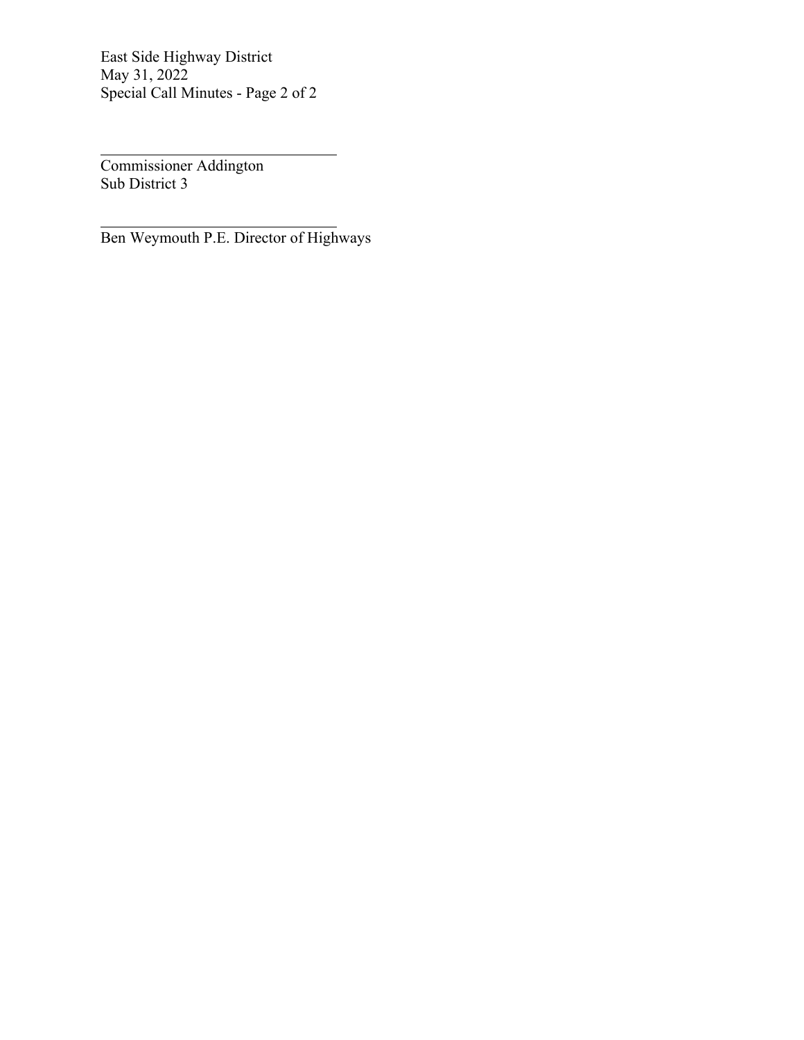\_\_\_\_\_\_\_\_\_\_\_\_\_\_\_\_\_\_\_\_\_\_\_\_\_\_\_\_\_\_\_\_

Commissioner Addington
Sub District 3

\_\_\_\_\_\_\_\_\_\_\_\_\_\_\_\_\_\_\_\_\_\_\_\_\_\_\_\_\_\_\_\_

Ben Weymouth P.E. Director of Highways